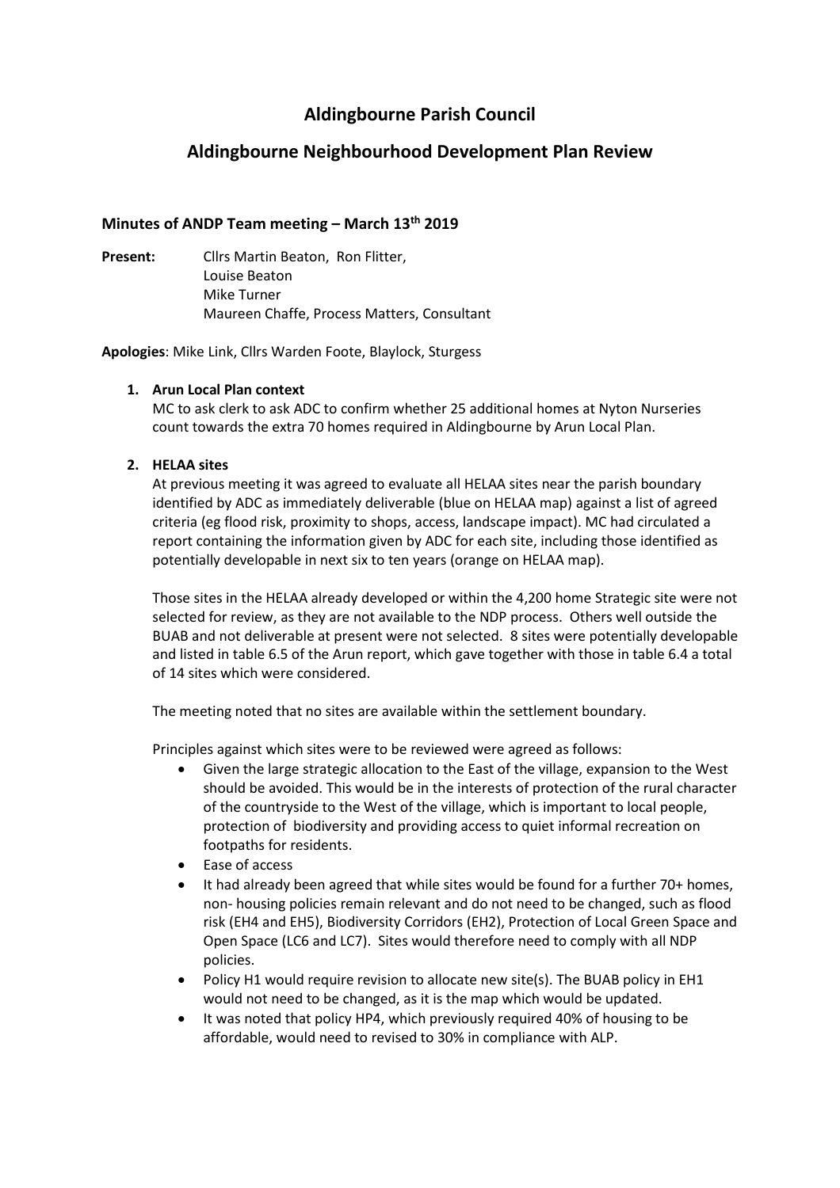# Aldingbourne Parish Council

## Aldingbourne Neighbourhood Development Plan Review

### Minutes of ANDP Team meeting – March 13th 2019

**Present:** Cllrs Martin Beaton, Ron Flitter,
Louise Beaton
Mike Turner
Maureen Chaffe, Process Matters, Consultant

**Apologies**: Mike Link, Cllrs Warden Foote, Blaylock, Sturgess

1. **Arun Local Plan context**
   MC to ask clerk to ask ADC to confirm whether 25 additional homes at Nyton Nurseries count towards the extra 70 homes required in Aldingbourne by Arun Local Plan.

2. **HELAA sites**
   At previous meeting it was agreed to evaluate all HELAA sites near the parish boundary identified by ADC as immediately deliverable (blue on HELAA map) against a list of agreed criteria (eg flood risk, proximity to shops, access, landscape impact). MC had circulated a report containing the information given by ADC for each site, including those identified as potentially developable in next six to ten years (orange on HELAA map).

   Those sites in the HELAA already developed or within the 4,200 home Strategic site were not selected for review, as they are not available to the NDP process. Others well outside the BUAB and not deliverable at present were not selected. 8 sites were potentially developable and listed in table 6.5 of the Arun report, which gave together with those in table 6.4 a total of 14 sites which were considered.

   The meeting noted that no sites are available within the settlement boundary.

   Principles against which sites were to be reviewed were agreed as follows:

   - Given the large strategic allocation to the East of the village, expansion to the West should be avoided. This would be in the interests of protection of the rural character of the countryside to the West of the village, which is important to local people, protection of biodiversity and providing access to quiet informal recreation on footpaths for residents.
   - Ease of access
   - It had already been agreed that while sites would be found for a further 70+ homes, non- housing policies remain relevant and do not need to be changed, such as flood risk (EH4 and EH5), Biodiversity Corridors (EH2), Protection of Local Green Space and Open Space (LC6 and LC7). Sites would therefore need to comply with all NDP policies.
   - Policy H1 would require revision to allocate new site(s). The BUAB policy in EH1 would not need to be changed, as it is the map which would be updated.
   - It was noted that policy HP4, which previously required 40% of housing to be affordable, would need to revised to 30% in compliance with ALP.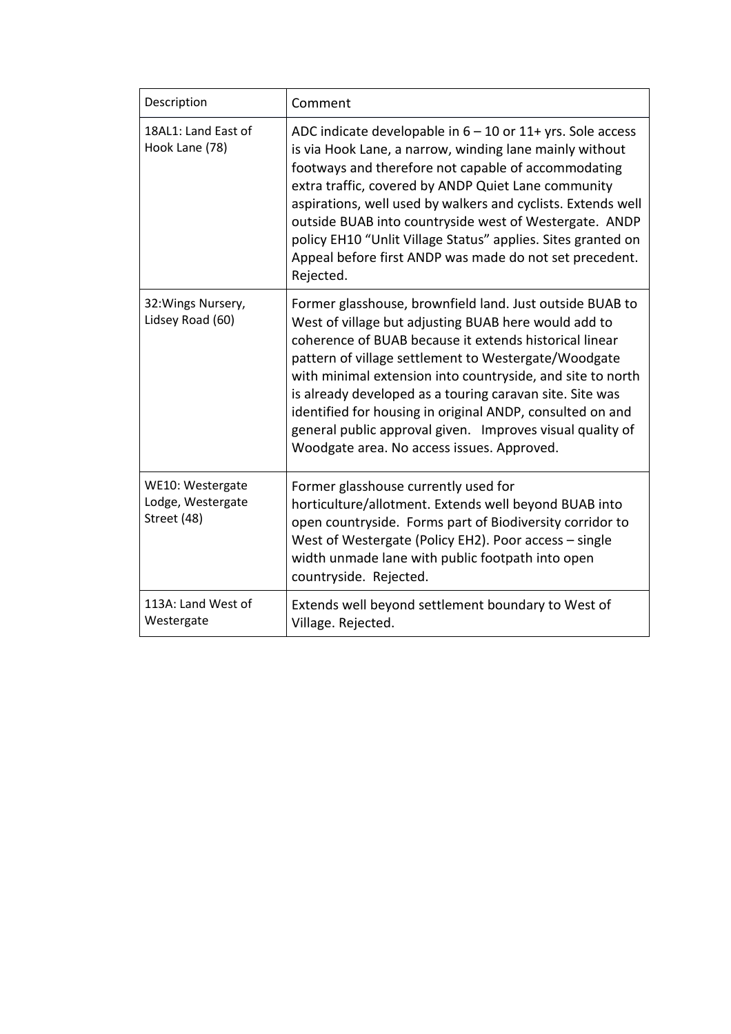| Description | Comment |
|---|---|
| 18AL1: Land East of Hook Lane (78) | ADC indicate developable in 6 – 10 or 11+ yrs. Sole access is via Hook Lane, a narrow, winding lane mainly without footways and therefore not capable of accommodating extra traffic, covered by ANDP Quiet Lane community aspirations, well used by walkers and cyclists. Extends well outside BUAB into countryside west of Westergate. ANDP policy EH10 "Unlit Village Status" applies. Sites granted on Appeal before first ANDP was made do not set precedent. Rejected. |
| 32:Wings Nursery, Lidsey Road (60) | Former glasshouse, brownfield land. Just outside BUAB to West of village but adjusting BUAB here would add to coherence of BUAB because it extends historical linear pattern of village settlement to Westergate/Woodgate with minimal extension into countryside, and site to north is already developed as a touring caravan site. Site was identified for housing in original ANDP, consulted on and general public approval given. Improves visual quality of Woodgate area. No access issues. Approved. |
| WE10: Westergate Lodge, Westergate Street (48) | Former glasshouse currently used for horticulture/allotment. Extends well beyond BUAB into open countryside. Forms part of Biodiversity corridor to West of Westergate (Policy EH2). Poor access – single width unmade lane with public footpath into open countryside. Rejected. |
| 113A: Land West of Westergate | Extends well beyond settlement boundary to West of Village. Rejected. |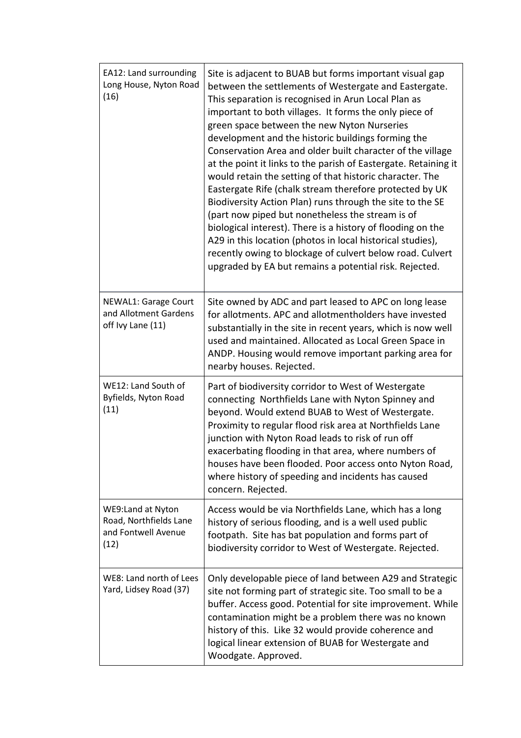| | |
|---|---|
| EA12: Land surrounding Long House, Nyton Road (16) | Site is adjacent to BUAB but forms important visual gap between the settlements of Westergate and Eastergate. This separation is recognised in Arun Local Plan as important to both villages. It forms the only piece of green space between the new Nyton Nurseries development and the historic buildings forming the Conservation Area and older built character of the village at the point it links to the parish of Eastergate. Retaining it would retain the setting of that historic character. The Eastergate Rife (chalk stream therefore protected by UK Biodiversity Action Plan) runs through the site to the SE (part now piped but nonetheless the stream is of biological interest). There is a history of flooding on the A29 in this location (photos in local historical studies), recently owing to blockage of culvert below road. Culvert upgraded by EA but remains a potential risk. Rejected. |
| NEWAL1: Garage Court and Allotment Gardens off Ivy Lane (11) | Site owned by ADC and part leased to APC on long lease for allotments. APC and allotmentholders have invested substantially in the site in recent years, which is now well used and maintained. Allocated as Local Green Space in ANDP. Housing would remove important parking area for nearby houses. Rejected. |
| WE12: Land South of Byfields, Nyton Road (11) | Part of biodiversity corridor to West of Westergate connecting Northfields Lane with Nyton Spinney and beyond. Would extend BUAB to West of Westergate. Proximity to regular flood risk area at Northfields Lane junction with Nyton Road leads to risk of run off exacerbating flooding in that area, where numbers of houses have been flooded. Poor access onto Nyton Road, where history of speeding and incidents has caused concern. Rejected. |
| WE9:Land at Nyton Road, Northfields Lane and Fontwell Avenue (12) | Access would be via Northfields Lane, which has a long history of serious flooding, and is a well used public footpath. Site has bat population and forms part of biodiversity corridor to West of Westergate. Rejected. |
| WE8: Land north of Lees Yard, Lidsey Road (37) | Only developable piece of land between A29 and Strategic site not forming part of strategic site. Too small to be a buffer. Access good. Potential for site improvement. While contamination might be a problem there was no known history of this. Like 32 would provide coherence and logical linear extension of BUAB for Westergate and Woodgate. Approved. |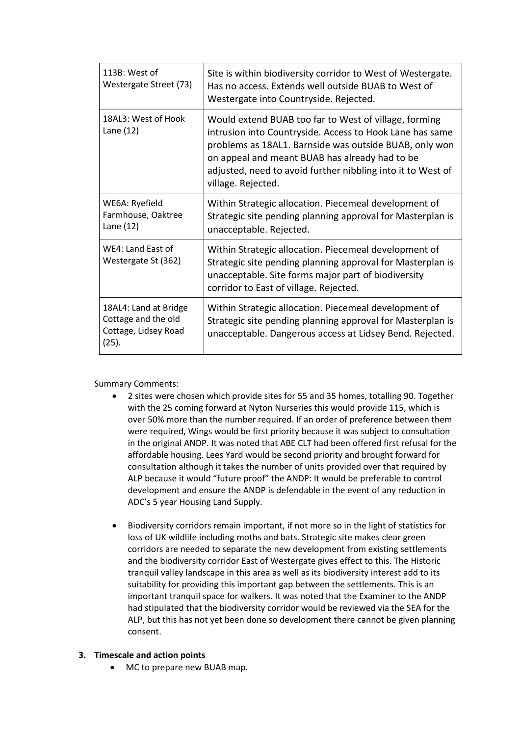| | |
|---|---|
| 113B: West of Westergate Street (73) | Site is within biodiversity corridor to West of Westergate. Has no access. Extends well outside BUAB to West of Westergate into Countryside. Rejected. |
| 18AL3: West of Hook Lane (12) | Would extend BUAB too far to West of village, forming intrusion into Countryside. Access to Hook Lane has same problems as 18AL1. Barnside was outside BUAB, only won on appeal and meant BUAB has already had to be adjusted, need to avoid further nibbling into it to West of village. Rejected. |
| WE6A: Ryefield Farmhouse, Oaktree Lane (12) | Within Strategic allocation. Piecemeal development of Strategic site pending planning approval for Masterplan is unacceptable. Rejected. |
| WE4: Land East of Westergate St (362) | Within Strategic allocation. Piecemeal development of Strategic site pending planning approval for Masterplan is unacceptable. Site forms major part of biodiversity corridor to East of village. Rejected. |
| 18AL4: Land at Bridge Cottage and the old Cottage, Lidsey Road (25). | Within Strategic allocation. Piecemeal development of Strategic site pending planning approval for Masterplan is unacceptable. Dangerous access at Lidsey Bend. Rejected. |

Summary Comments:

- 2 sites were chosen which provide sites for 55 and 35 homes, totalling 90. Together with the 25 coming forward at Nyton Nurseries this would provide 115, which is over 50% more than the number required. If an order of preference between them were required, Wings would be first priority because it was subject to consultation in the original ANDP. It was noted that ABE CLT had been offered first refusal for the affordable housing. Lees Yard would be second priority and brought forward for consultation although it takes the number of units provided over that required by ALP because it would "future proof" the ANDP: It would be preferable to control development and ensure the ANDP is defendable in the event of any reduction in ADC's 5 year Housing Land Supply.

- Biodiversity corridors remain important, if not more so in the light of statistics for loss of UK wildlife including moths and bats. Strategic site makes clear green corridors are needed to separate the new development from existing settlements and the biodiversity corridor East of Westergate gives effect to this. The Historic tranquil valley landscape in this area as well as its biodiversity interest add to its suitability for providing this important gap between the settlements. This is an important tranquil space for walkers. It was noted that the Examiner to the ANDP had stipulated that the biodiversity corridor would be reviewed via the SEA for the ALP, but this has not yet been done so development there cannot be given planning consent.

**3. Timescale and action points**

- MC to prepare new BUAB map.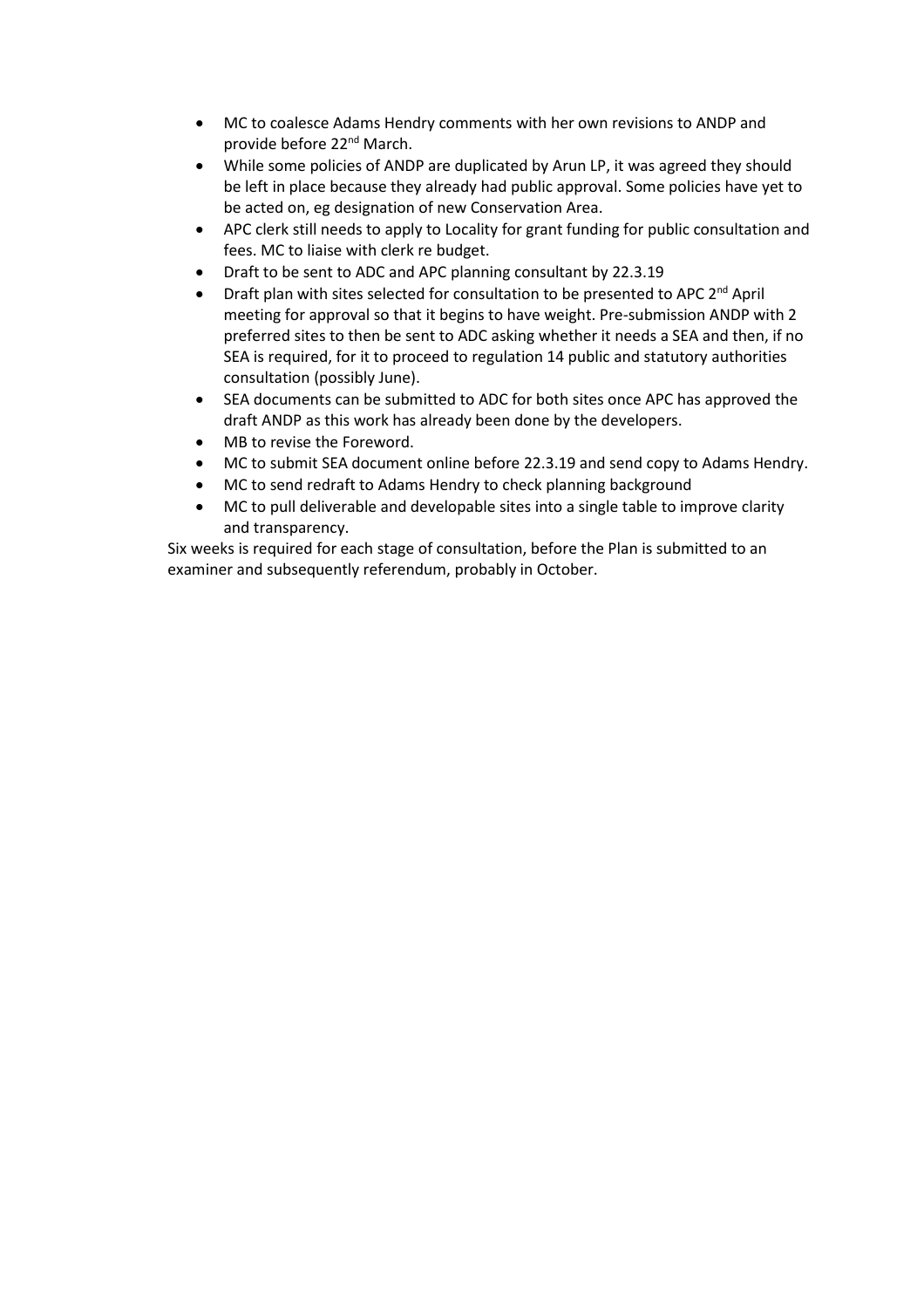- MC to coalesce Adams Hendry comments with her own revisions to ANDP and provide before 22nd March.
- While some policies of ANDP are duplicated by Arun LP, it was agreed they should be left in place because they already had public approval. Some policies have yet to be acted on, eg designation of new Conservation Area.
- APC clerk still needs to apply to Locality for grant funding for public consultation and fees. MC to liaise with clerk re budget.
- Draft to be sent to ADC and APC planning consultant by 22.3.19
- Draft plan with sites selected for consultation to be presented to APC 2nd April meeting for approval so that it begins to have weight. Pre-submission ANDP with 2 preferred sites to then be sent to ADC asking whether it needs a SEA and then, if no SEA is required, for it to proceed to regulation 14 public and statutory authorities consultation (possibly June).
- SEA documents can be submitted to ADC for both sites once APC has approved the draft ANDP as this work has already been done by the developers.
- MB to revise the Foreword.
- MC to submit SEA document online before 22.3.19 and send copy to Adams Hendry.
- MC to send redraft to Adams Hendry to check planning background
- MC to pull deliverable and developable sites into a single table to improve clarity and transparency.

Six weeks is required for each stage of consultation, before the Plan is submitted to an examiner and subsequently referendum, probably in October.